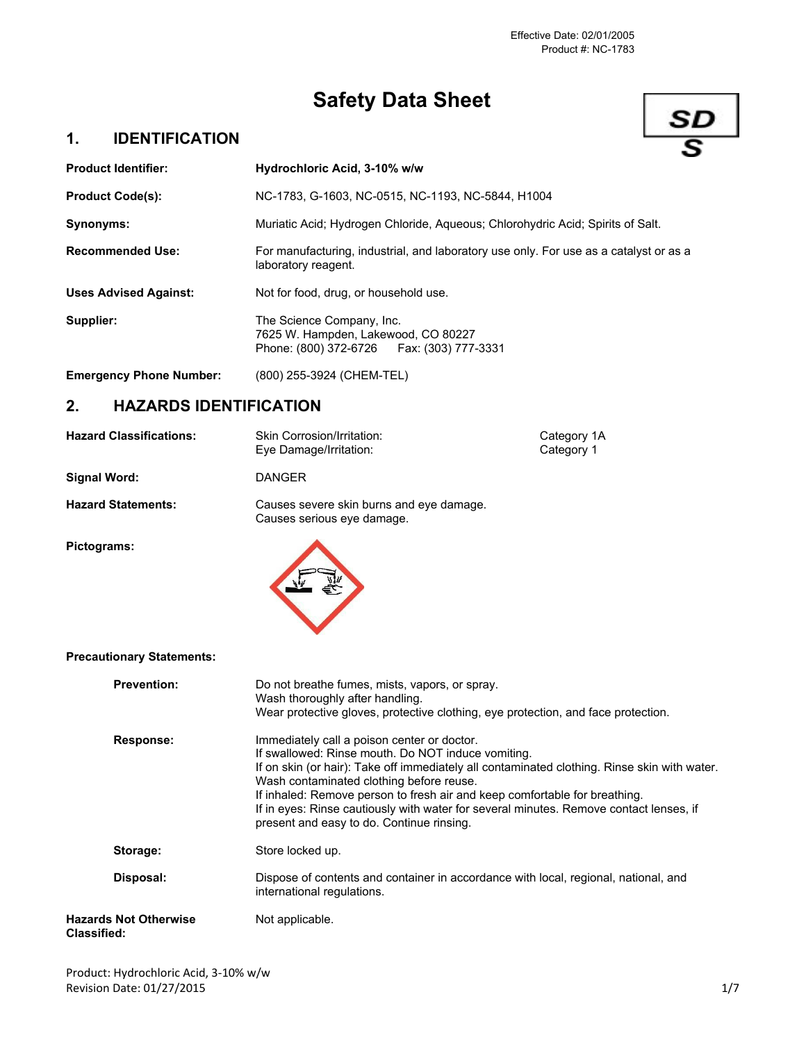Effective Date: 02/01/2005
Product #: NC-1783

# Safety Data Sheet

## 1. IDENTIFICATION

**Product Identifier:** Hydrochloric Acid, 3-10% w/w

**Product Code(s):** NC-1783, G-1603, NC-0515, NC-1193, NC-5844, H1004

**Synonyms:** Muriatic Acid; Hydrogen Chloride, Aqueous; Chlorohydric Acid; Spirits of Salt.

**Recommended Use:** For manufacturing, industrial, and laboratory use only. For use as a catalyst or as a laboratory reagent.

**Uses Advised Against:** Not for food, drug, or household use.

**Supplier:** The Science Company, Inc.
7625 W. Hampden, Lakewood, CO 80227
Phone: (800) 372-6726    Fax: (303) 777-3331

**Emergency Phone Number:** (800) 255-3924 (CHEM-TEL)

## 2. HAZARDS IDENTIFICATION

**Hazard Classifications:**

| | |
|---|---|
| Skin Corrosion/Irritation: | Category 1A |
| Eye Damage/Irritation: | Category 1 |

**Signal Word:** DANGER

**Hazard Statements:** Causes severe skin burns and eye damage.
Causes serious eye damage.

**Pictograms:**

**Precautionary Statements:**

**Prevention:** Do not breathe fumes, mists, vapors, or spray.
Wash thoroughly after handling.
Wear protective gloves, protective clothing, eye protection, and face protection.

**Response:** Immediately call a poison center or doctor.
If swallowed: Rinse mouth. Do NOT induce vomiting.
If on skin (or hair): Take off immediately all contaminated clothing. Rinse skin with water. Wash contaminated clothing before reuse.
If inhaled: Remove person to fresh air and keep comfortable for breathing.
If in eyes: Rinse cautiously with water for several minutes. Remove contact lenses, if present and easy to do. Continue rinsing.

**Storage:** Store locked up.

**Disposal:** Dispose of contents and container in accordance with local, regional, national, and international regulations.

**Hazards Not Otherwise Classified:** Not applicable.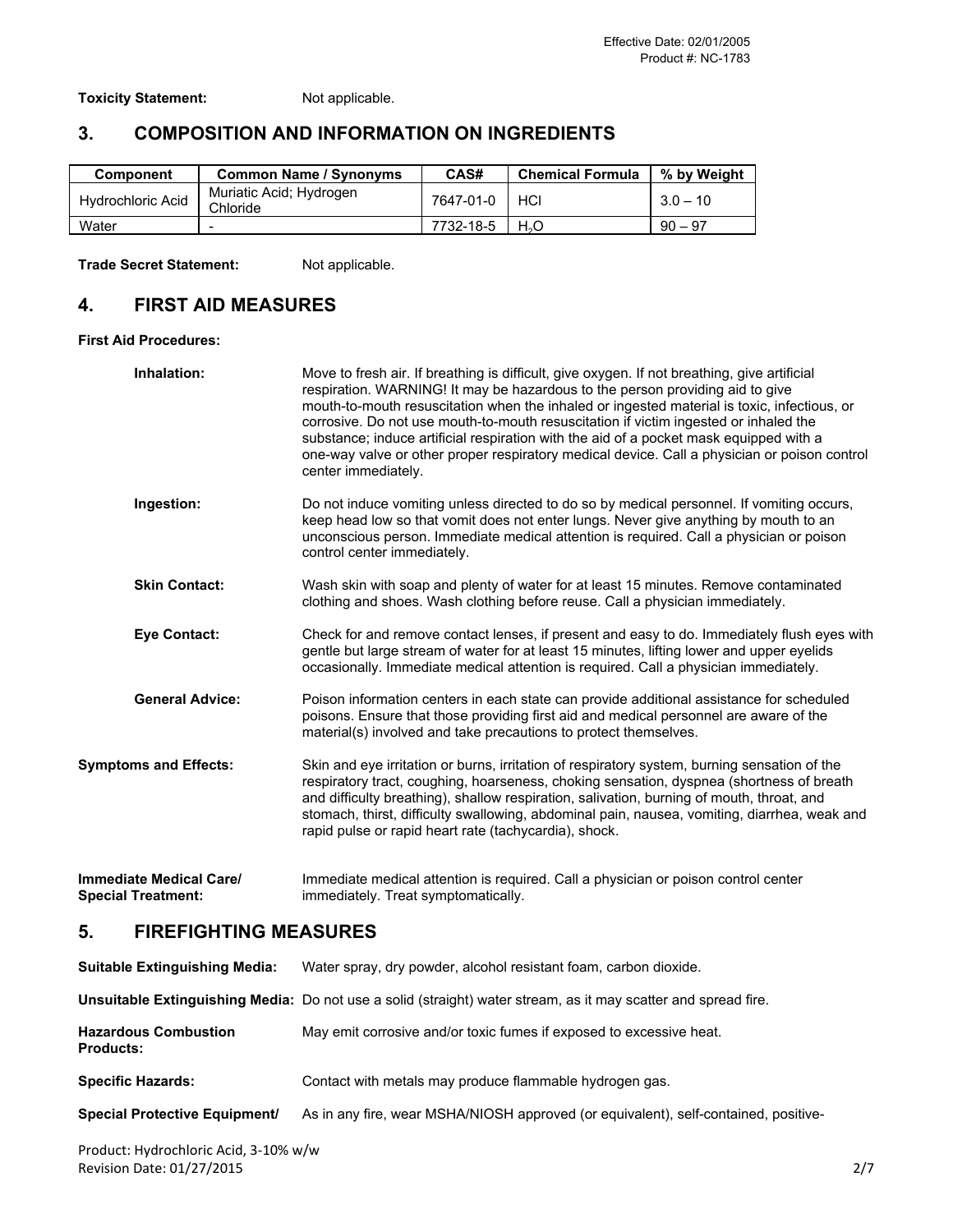**Toxicity Statement:** Not applicable.

## 3. COMPOSITION AND INFORMATION ON INGREDIENTS

| Component | Common Name / Synonyms | CAS# | Chemical Formula | % by Weight |
|---|---|---|---|---|
| Hydrochloric Acid | Muriatic Acid; Hydrogen Chloride | 7647-01-0 | HCl | 3.0 – 10 |
| Water | - | 7732-18-5 | $H_2O$ | 90 – 97 |

**Trade Secret Statement:** Not applicable.

## 4. FIRST AID MEASURES

**First Aid Procedures:**

**Inhalation:** Move to fresh air. If breathing is difficult, give oxygen. If not breathing, give artificial respiration. WARNING! It may be hazardous to the person providing aid to give mouth-to-mouth resuscitation when the inhaled or ingested material is toxic, infectious, or corrosive. Do not use mouth-to-mouth resuscitation if victim ingested or inhaled the substance; induce artificial respiration with the aid of a pocket mask equipped with a one-way valve or other proper respiratory medical device. Call a physician or poison control center immediately.

**Ingestion:** Do not induce vomiting unless directed to do so by medical personnel. If vomiting occurs, keep head low so that vomit does not enter lungs. Never give anything by mouth to an unconscious person. Immediate medical attention is required. Call a physician or poison control center immediately.

**Skin Contact:** Wash skin with soap and plenty of water for at least 15 minutes. Remove contaminated clothing and shoes. Wash clothing before reuse. Call a physician immediately.

**Eye Contact:** Check for and remove contact lenses, if present and easy to do. Immediately flush eyes with gentle but large stream of water for at least 15 minutes, lifting lower and upper eyelids occasionally. Immediate medical attention is required. Call a physician immediately.

**General Advice:** Poison information centers in each state can provide additional assistance for scheduled poisons. Ensure that those providing first aid and medical personnel are aware of the material(s) involved and take precautions to protect themselves.

**Symptoms and Effects:** Skin and eye irritation or burns, irritation of respiratory system, burning sensation of the respiratory tract, coughing, hoarseness, choking sensation, dyspnea (shortness of breath and difficulty breathing), shallow respiration, salivation, burning of mouth, throat, and stomach, thirst, difficulty swallowing, abdominal pain, nausea, vomiting, diarrhea, weak and rapid pulse or rapid heart rate (tachycardia), shock.

**Immediate Medical Care/ Special Treatment:** Immediate medical attention is required. Call a physician or poison control center immediately. Treat symptomatically.

## 5. FIREFIGHTING MEASURES

**Suitable Extinguishing Media:** Water spray, dry powder, alcohol resistant foam, carbon dioxide.

**Unsuitable Extinguishing Media:** Do not use a solid (straight) water stream, as it may scatter and spread fire.

**Hazardous Combustion Products:** May emit corrosive and/or toxic fumes if exposed to excessive heat.

**Specific Hazards:** Contact with metals may produce flammable hydrogen gas.

**Special Protective Equipment/** As in any fire, wear MSHA/NIOSH approved (or equivalent), self-contained, positive-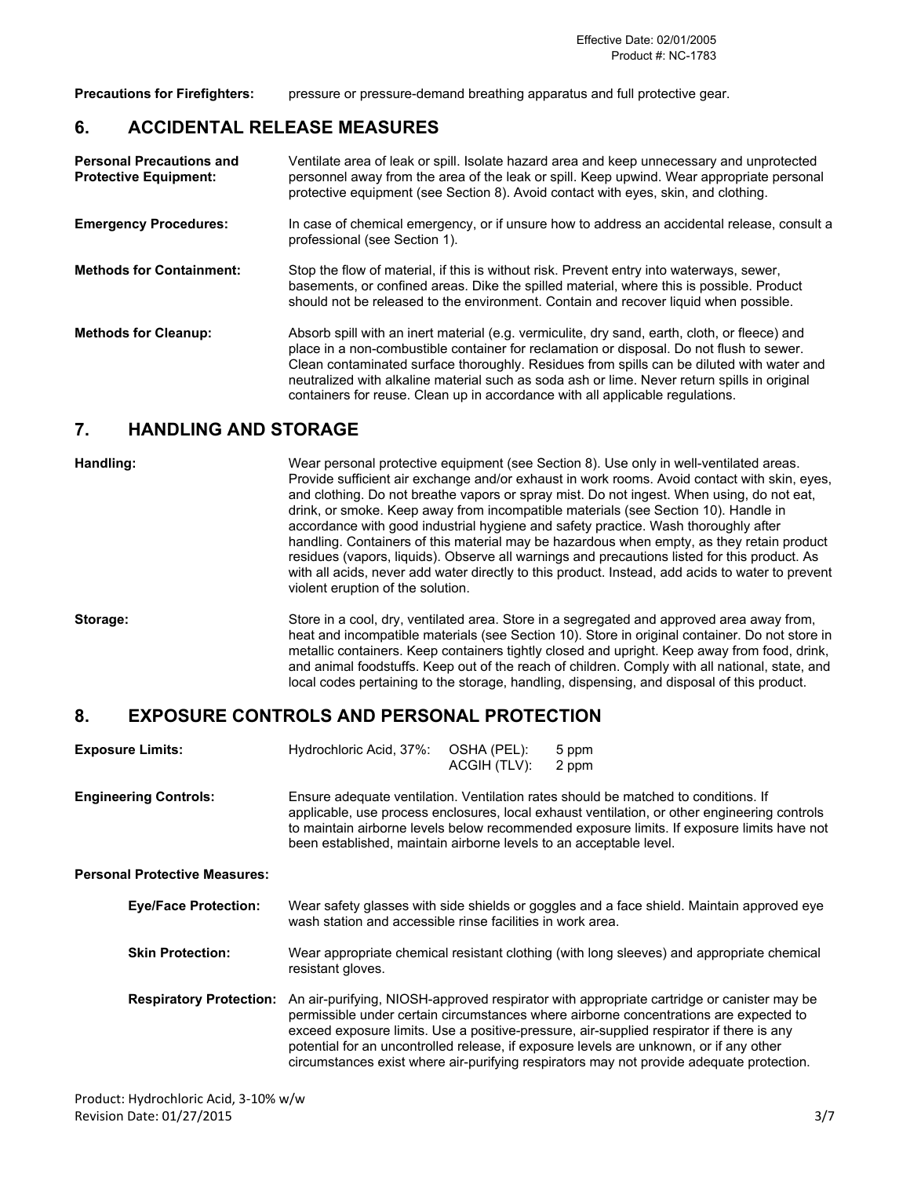**Precautions for Firefighters:** pressure or pressure-demand breathing apparatus and full protective gear.

## 6. ACCIDENTAL RELEASE MEASURES

**Personal Precautions and Protective Equipment:** Ventilate area of leak or spill. Isolate hazard area and keep unnecessary and unprotected personnel away from the area of the leak or spill. Keep upwind. Wear appropriate personal protective equipment (see Section 8). Avoid contact with eyes, skin, and clothing.

**Emergency Procedures:** In case of chemical emergency, or if unsure how to address an accidental release, consult a professional (see Section 1).

**Methods for Containment:** Stop the flow of material, if this is without risk. Prevent entry into waterways, sewer, basements, or confined areas. Dike the spilled material, where this is possible. Product should not be released to the environment. Contain and recover liquid when possible.

**Methods for Cleanup:** Absorb spill with an inert material (e.g. vermiculite, dry sand, earth, cloth, or fleece) and place in a non-combustible container for reclamation or disposal. Do not flush to sewer. Clean contaminated surface thoroughly. Residues from spills can be diluted with water and neutralized with alkaline material such as soda ash or lime. Never return spills in original containers for reuse. Clean up in accordance with all applicable regulations.

## 7. HANDLING AND STORAGE

**Handling:** Wear personal protective equipment (see Section 8). Use only in well-ventilated areas. Provide sufficient air exchange and/or exhaust in work rooms. Avoid contact with skin, eyes, and clothing. Do not breathe vapors or spray mist. Do not ingest. When using, do not eat, drink, or smoke. Keep away from incompatible materials (see Section 10). Handle in accordance with good industrial hygiene and safety practice. Wash thoroughly after handling. Containers of this material may be hazardous when empty, as they retain product residues (vapors, liquids). Observe all warnings and precautions listed for this product. As with all acids, never add water directly to this product. Instead, add acids to water to prevent violent eruption of the solution.

**Storage:** Store in a cool, dry, ventilated area. Store in a segregated and approved area away from, heat and incompatible materials (see Section 10). Store in original container. Do not store in metallic containers. Keep containers tightly closed and upright. Keep away from food, drink, and animal foodstuffs. Keep out of the reach of children. Comply with all national, state, and local codes pertaining to the storage, handling, dispensing, and disposal of this product.

## 8. EXPOSURE CONTROLS AND PERSONAL PROTECTION

**Exposure Limits:**

| | | |
|---|---|---|
| Hydrochloric Acid, 37%: | OSHA (PEL): | 5 ppm |
| | ACGIH (TLV): | 2 ppm |

**Engineering Controls:** Ensure adequate ventilation. Ventilation rates should be matched to conditions. If applicable, use process enclosures, local exhaust ventilation, or other engineering controls to maintain airborne levels below recommended exposure limits. If exposure limits have not been established, maintain airborne levels to an acceptable level.

**Personal Protective Measures:**

**Eye/Face Protection:** Wear safety glasses with side shields or goggles and a face shield. Maintain approved eye wash station and accessible rinse facilities in work area.

**Skin Protection:** Wear appropriate chemical resistant clothing (with long sleeves) and appropriate chemical resistant gloves.

**Respiratory Protection:** An air-purifying, NIOSH-approved respirator with appropriate cartridge or canister may be permissible under certain circumstances where airborne concentrations are expected to exceed exposure limits. Use a positive-pressure, air-supplied respirator if there is any potential for an uncontrolled release, if exposure levels are unknown, or if any other circumstances exist where air-purifying respirators may not provide adequate protection.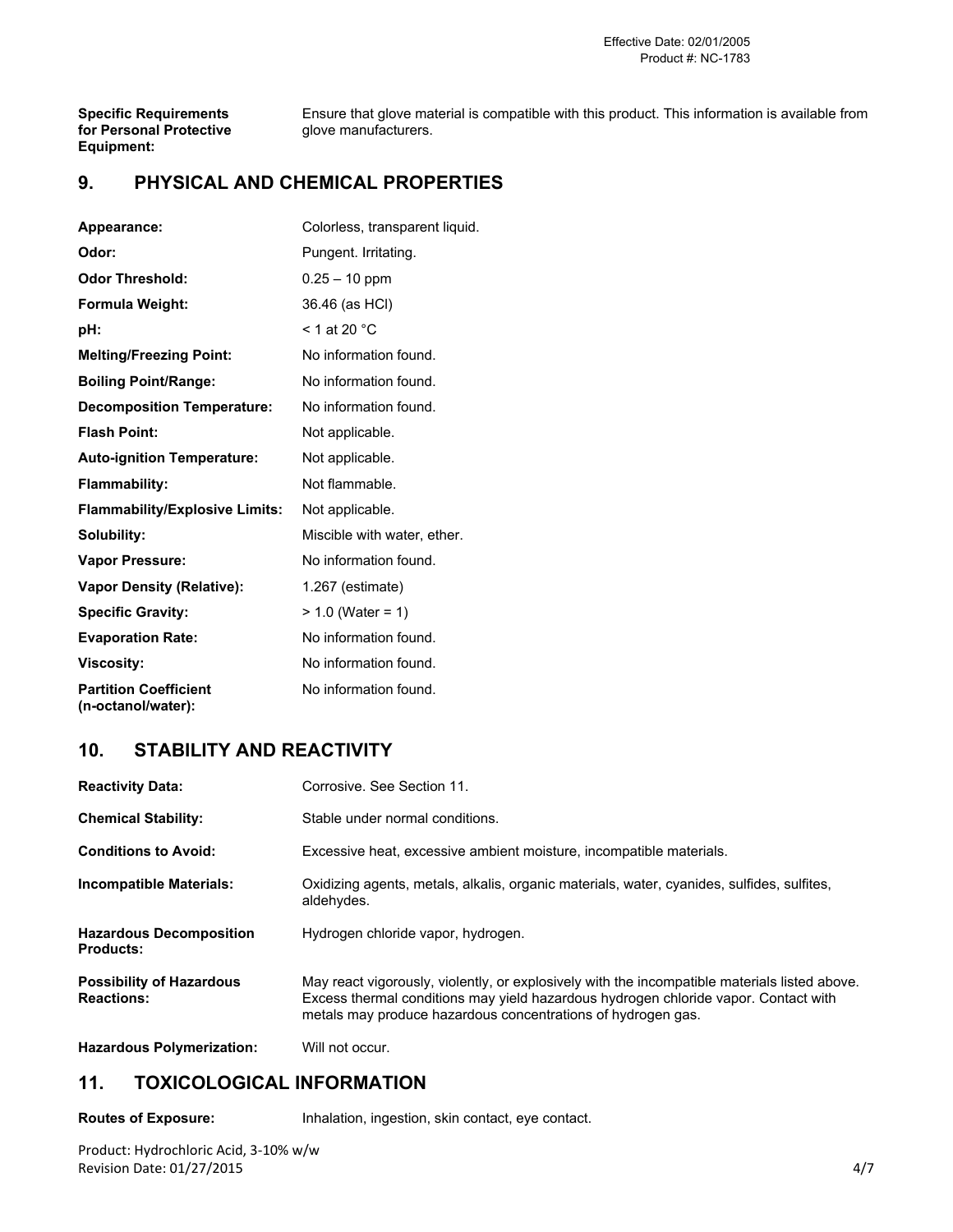| | |
|---|---|
| **Specific Requirements for Personal Protective Equipment:** | Ensure that glove material is compatible with this product. This information is available from glove manufacturers. |

## 9. PHYSICAL AND CHEMICAL PROPERTIES

| | |
|---|---|
| **Appearance:** | Colorless, transparent liquid. |
| **Odor:** | Pungent. Irritating. |
| **Odor Threshold:** | 0.25 – 10 ppm |
| **Formula Weight:** | 36.46 (as HCl) |
| **pH:** | < 1 at 20 °C |
| **Melting/Freezing Point:** | No information found. |
| **Boiling Point/Range:** | No information found. |
| **Decomposition Temperature:** | No information found. |
| **Flash Point:** | Not applicable. |
| **Auto-ignition Temperature:** | Not applicable. |
| **Flammability:** | Not flammable. |
| **Flammability/Explosive Limits:** | Not applicable. |
| **Solubility:** | Miscible with water, ether. |
| **Vapor Pressure:** | No information found. |
| **Vapor Density (Relative):** | 1.267 (estimate) |
| **Specific Gravity:** | > 1.0 (Water = 1) |
| **Evaporation Rate:** | No information found. |
| **Viscosity:** | No information found. |
| **Partition Coefficient (n-octanol/water):** | No information found. |

## 10. STABILITY AND REACTIVITY

| | |
|---|---|
| **Reactivity Data:** | Corrosive. See Section 11. |
| **Chemical Stability:** | Stable under normal conditions. |
| **Conditions to Avoid:** | Excessive heat, excessive ambient moisture, incompatible materials. |
| **Incompatible Materials:** | Oxidizing agents, metals, alkalis, organic materials, water, cyanides, sulfides, sulfites, aldehydes. |
| **Hazardous Decomposition Products:** | Hydrogen chloride vapor, hydrogen. |
| **Possibility of Hazardous Reactions:** | May react vigorously, violently, or explosively with the incompatible materials listed above. Excess thermal conditions may yield hazardous hydrogen chloride vapor. Contact with metals may produce hazardous concentrations of hydrogen gas. |
| **Hazardous Polymerization:** | Will not occur. |

## 11. TOXICOLOGICAL INFORMATION

| | |
|---|---|
| **Routes of Exposure:** | Inhalation, ingestion, skin contact, eye contact. |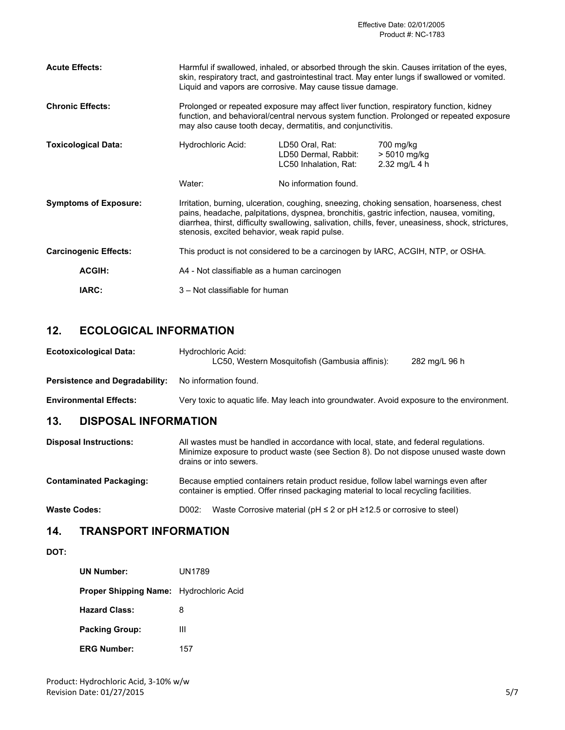**Acute Effects:** Harmful if swallowed, inhaled, or absorbed through the skin. Causes irritation of the eyes, skin, respiratory tract, and gastrointestinal tract. May enter lungs if swallowed or vomited. Liquid and vapors are corrosive. May cause tissue damage.

**Chronic Effects:** Prolonged or repeated exposure may affect liver function, respiratory function, kidney function, and behavioral/central nervous system function. Prolonged or repeated exposure may also cause tooth decay, dermatitis, and conjunctivitis.

**Toxicological Data:**

| | | |
|---|---|---|
| Hydrochloric Acid: | LD50 Oral, Rat: | 700 mg/kg |
| | LD50 Dermal, Rabbit: | > 5010 mg/kg |
| | LC50 Inhalation, Rat: | 2.32 mg/L 4 h |
| Water: | No information found. | |

**Symptoms of Exposure:** Irritation, burning, ulceration, coughing, sneezing, choking sensation, hoarseness, chest pains, headache, palpitations, dyspnea, bronchitis, gastric infection, nausea, vomiting, diarrhea, thirst, difficulty swallowing, salivation, chills, fever, uneasiness, shock, strictures, stenosis, excited behavior, weak rapid pulse.

**Carcinogenic Effects:** This product is not considered to be a carcinogen by IARC, ACGIH, NTP, or OSHA.

**ACGIH:** A4 - Not classifiable as a human carcinogen

**IARC:** 3 – Not classifiable for human

## 12. ECOLOGICAL INFORMATION

**Ecotoxicological Data:** Hydrochloric Acid:
LC50, Western Mosquitofish (Gambusia affinis): 282 mg/L 96 h

**Persistence and Degradability:** No information found.

**Environmental Effects:** Very toxic to aquatic life. May leach into groundwater. Avoid exposure to the environment.

## 13. DISPOSAL INFORMATION

**Disposal Instructions:** All wastes must be handled in accordance with local, state, and federal regulations. Minimize exposure to product waste (see Section 8). Do not dispose unused waste down drains or into sewers.

**Contaminated Packaging:** Because emptied containers retain product residue, follow label warnings even after container is emptied. Offer rinsed packaging material to local recycling facilities.

**Waste Codes:** D002: Waste Corrosive material (pH ≤ 2 or pH ≥12.5 or corrosive to steel)

## 14. TRANSPORT INFORMATION

**DOT:**

**UN Number:** UN1789

**Proper Shipping Name:** Hydrochloric Acid

**Hazard Class:** 8

**Packing Group:** III

**ERG Number:** 157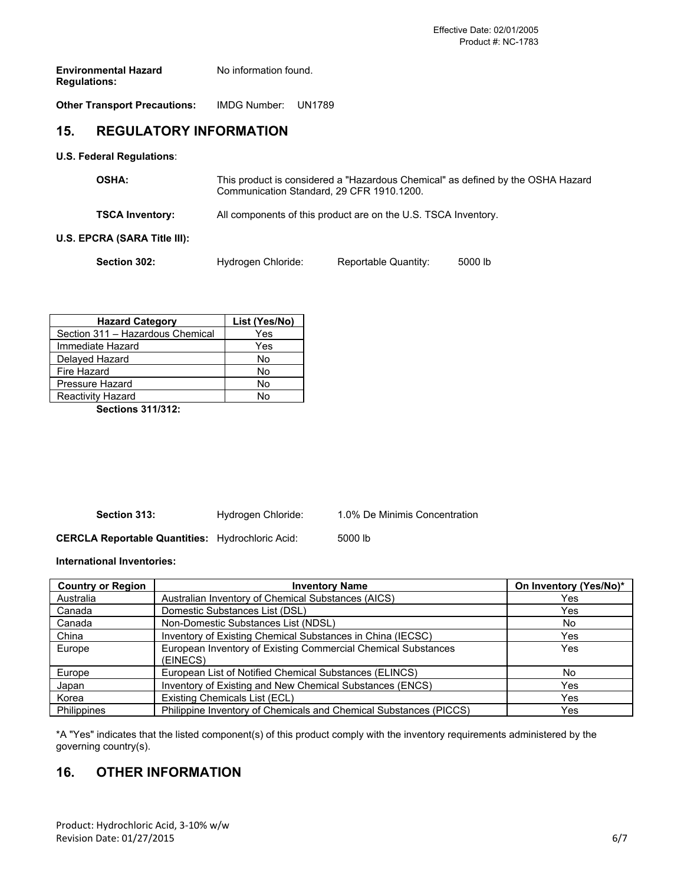**Environmental Hazard Regulations:** No information found.

**Other Transport Precautions:** IMDG Number: UN1789

## 15. REGULATORY INFORMATION

**U.S. Federal Regulations**:

**OSHA:** This product is considered a "Hazardous Chemical" as defined by the OSHA Hazard Communication Standard, 29 CFR 1910.1200.

**TSCA Inventory:** All components of this product are on the U.S. TSCA Inventory.

**U.S. EPCRA (SARA Title III):**

**Section 302:** Hydrogen Chloride: Reportable Quantity: 5000 lb

**Sections 311/312:**

| Hazard Category | List (Yes/No) |
|---|---|
| Section 311 – Hazardous Chemical | Yes |
| Immediate Hazard | Yes |
| Delayed Hazard | No |
| Fire Hazard | No |
| Pressure Hazard | No |
| Reactivity Hazard | No |

**Section 313:** Hydrogen Chloride: 1.0% De Minimis Concentration

**CERCLA Reportable Quantities:** Hydrochloric Acid: 5000 lb

**International Inventories:**

| Country or Region | Inventory Name | On Inventory (Yes/No)* |
|---|---|---|
| Australia | Australian Inventory of Chemical Substances (AICS) | Yes |
| Canada | Domestic Substances List (DSL) | Yes |
| Canada | Non-Domestic Substances List (NDSL) | No |
| China | Inventory of Existing Chemical Substances in China (IECSC) | Yes |
| Europe | European Inventory of Existing Commercial Chemical Substances (EINECS) | Yes |
| Europe | European List of Notified Chemical Substances (ELINCS) | No |
| Japan | Inventory of Existing and New Chemical Substances (ENCS) | Yes |
| Korea | Existing Chemicals List (ECL) | Yes |
| Philippines | Philippine Inventory of Chemicals and Chemical Substances (PICCS) | Yes |

*A "Yes" indicates that the listed component(s) of this product comply with the inventory requirements administered by the governing country(s).

## 16. OTHER INFORMATION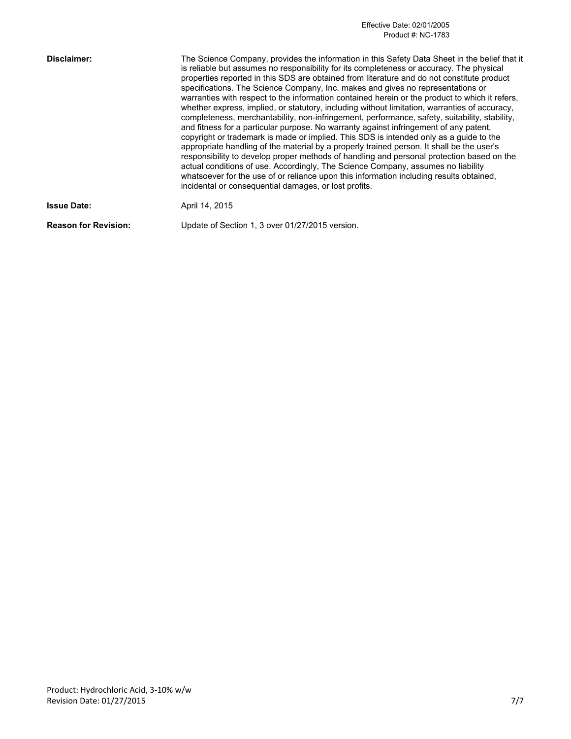**Disclaimer:** The Science Company, provides the information in this Safety Data Sheet in the belief that it is reliable but assumes no responsibility for its completeness or accuracy. The physical properties reported in this SDS are obtained from literature and do not constitute product specifications. The Science Company, Inc. makes and gives no representations or warranties with respect to the information contained herein or the product to which it refers, whether express, implied, or statutory, including without limitation, warranties of accuracy, completeness, merchantability, non-infringement, performance, safety, suitability, stability, and fitness for a particular purpose. No warranty against infringement of any patent, copyright or trademark is made or implied. This SDS is intended only as a guide to the appropriate handling of the material by a properly trained person. It shall be the user's responsibility to develop proper methods of handling and personal protection based on the actual conditions of use. Accordingly, The Science Company, assumes no liability whatsoever for the use of or reliance upon this information including results obtained, incidental or consequential damages, or lost profits.

**Issue Date:** April 14, 2015

**Reason for Revision:** Update of Section 1, 3 over 01/27/2015 version.